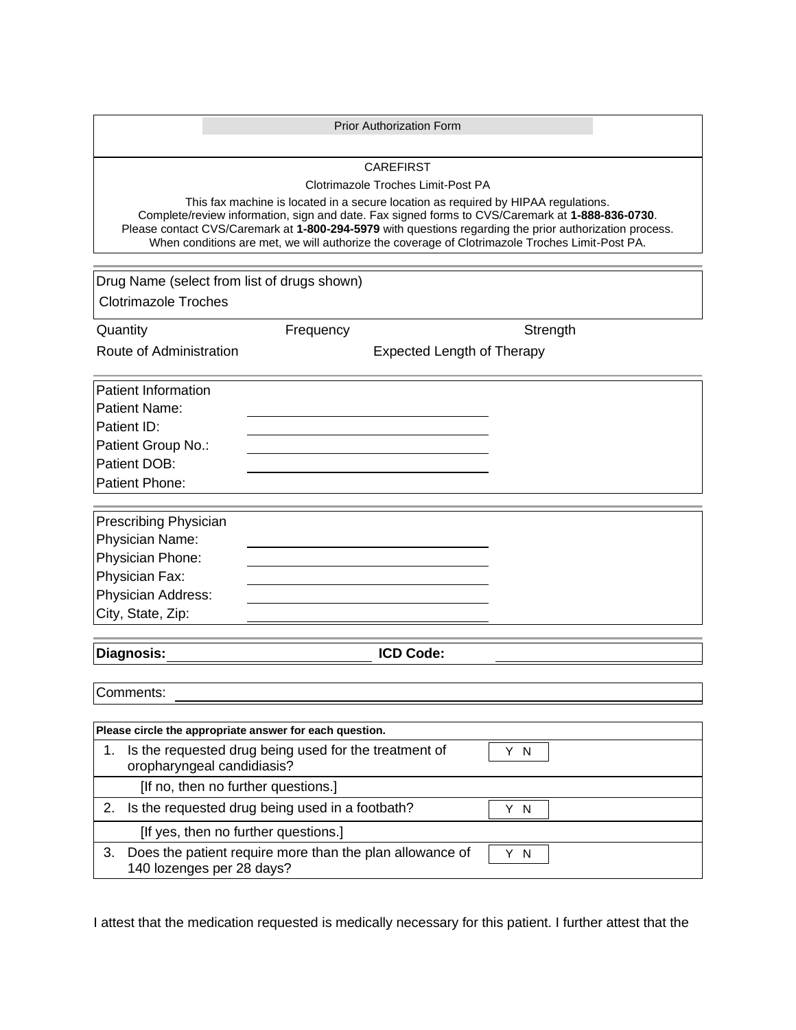# Prior Authorization Form

## CAREFIRST

Clotrimazole Troches Limit-Post PA

This fax machine is located in a secure location as required by HIPAA regulations.
Complete/review information, sign and date. Fax signed forms to CVS/Caremark at **1-888-836-0730**.
Please contact CVS/Caremark at **1-800-294-5979** with questions regarding the prior authorization process.
When conditions are met, we will authorize the coverage of Clotrimazole Troches Limit-Post PA.

---

Drug Name (select from list of drugs shown)

Clotrimazole Troches

Quantity Frequency Strength

Route of Administration Expected Length of Therapy

---

**Patient Information**

Patient Name: ______________________

Patient ID: ______________________

Patient Group No.: ______________________

Patient DOB: ______________________

Patient Phone: ______________________

---

**Prescribing Physician**

Physician Name: ______________________

Physician Phone: ______________________

Physician Fax: ______________________

Physician Address: ______________________

City, State, Zip: ______________________

---

**Diagnosis:** ______________________ **ICD Code:** ______________________

Comments: ______________________

---

**Please circle the appropriate answer for each question.**

| # | Question | Answer |
|---|---|---|
| 1. | Is the requested drug being used for the treatment of oropharyngeal candidiasis? | Y N |
| | [If no, then no further questions.] | |
| 2. | Is the requested drug being used in a footbath? | Y N |
| | [If yes, then no further questions.] | |
| 3. | Does the patient require more than the plan allowance of 140 lozenges per 28 days? | Y N |

I attest that the medication requested is medically necessary for this patient. I further attest that the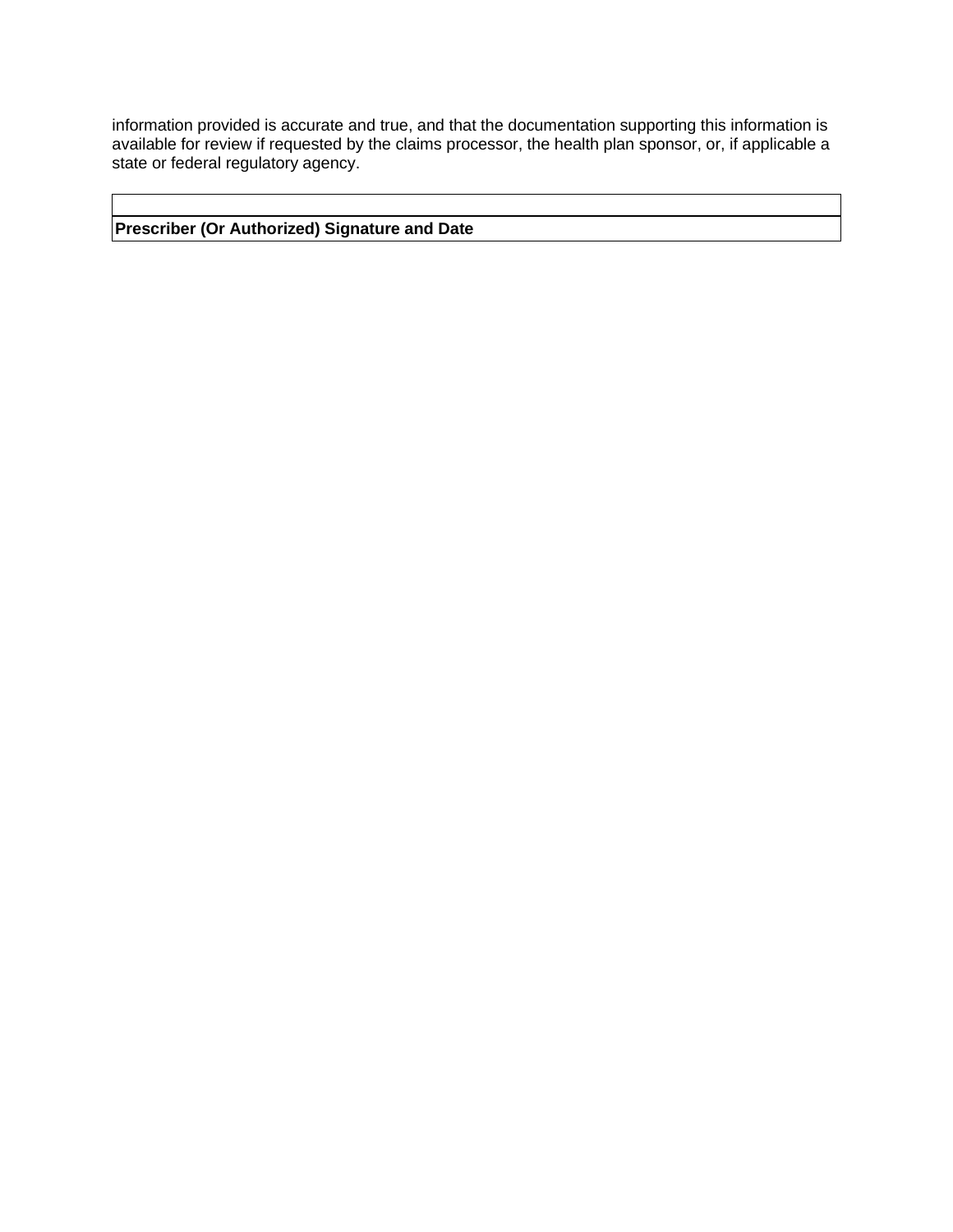information provided is accurate and true, and that the documentation supporting this information is available for review if requested by the claims processor, the health plan sponsor, or, if applicable a state or federal regulatory agency.

| |
|---|
| |
| **Prescriber (Or Authorized) Signature and Date** |